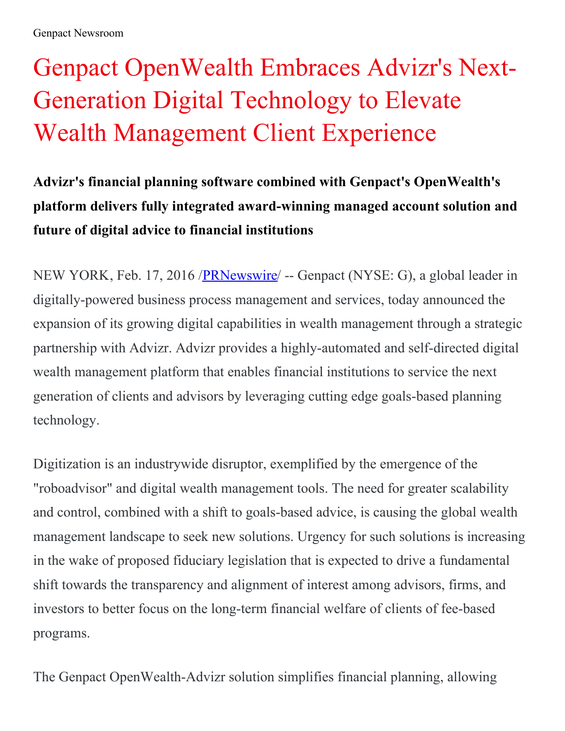Genpact Newsroom

# Genpact OpenWealth Embraces Advizr's Next-Generation Digital Technology to Elevate Wealth Management Client Experience

**Advizr's financial planning software combined with Genpact's OpenWealth's platform delivers fully integrated award-winning managed account solution and future of digital advice to financial institutions**

NEW YORK, Feb. 17, 2016 /PRNewswire/ -- Genpact (NYSE: G), a global leader in digitally-powered business process management and services, today announced the expansion of its growing digital capabilities in wealth management through a strategic partnership with Advizr. Advizr provides a highly-automated and self-directed digital wealth management platform that enables financial institutions to service the next generation of clients and advisors by leveraging cutting edge goals-based planning technology.

Digitization is an industrywide disruptor, exemplified by the emergence of the "roboadvisor" and digital wealth management tools. The need for greater scalability and control, combined with a shift to goals-based advice, is causing the global wealth management landscape to seek new solutions. Urgency for such solutions is increasing in the wake of proposed fiduciary legislation that is expected to drive a fundamental shift towards the transparency and alignment of interest among advisors, firms, and investors to better focus on the long-term financial welfare of clients of fee-based programs.

The Genpact OpenWealth-Advizr solution simplifies financial planning, allowing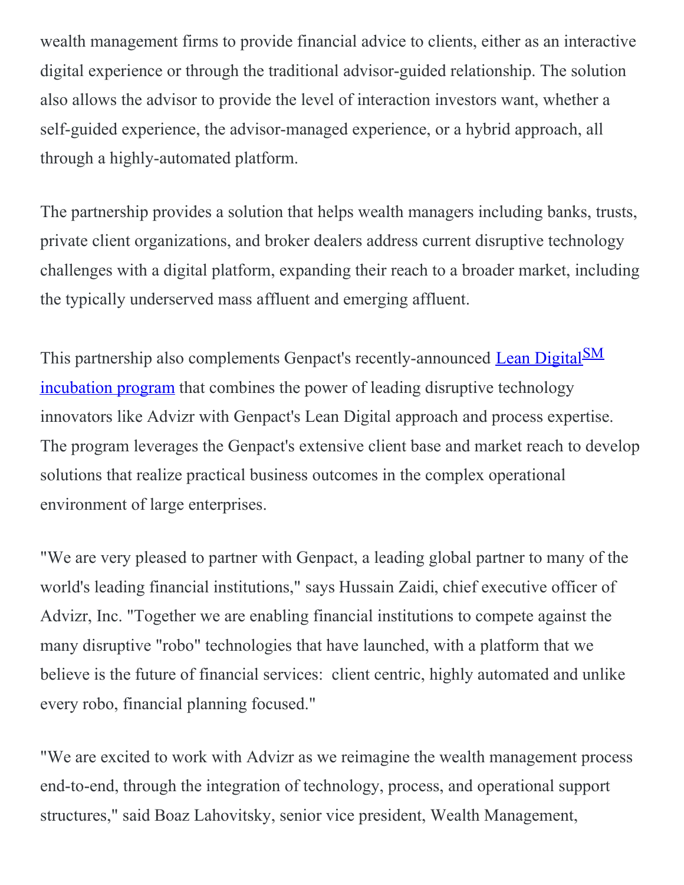wealth management firms to provide financial advice to clients, either as an interactive digital experience or through the traditional advisor-guided relationship. The solution also allows the advisor to provide the level of interaction investors want, whether a self-guided experience, the advisor-managed experience, or a hybrid approach, all through a highly-automated platform.

The partnership provides a solution that helps wealth managers including banks, trusts, private client organizations, and broker dealers address current disruptive technology challenges with a digital platform, expanding their reach to a broader market, including the typically underserved mass affluent and emerging affluent.

This partnership also complements Genpact's recently-announced Lean Digital[SM] incubation program that combines the power of leading disruptive technology innovators like Advizr with Genpact's Lean Digital approach and process expertise. The program leverages the Genpact's extensive client base and market reach to develop solutions that realize practical business outcomes in the complex operational environment of large enterprises.

"We are very pleased to partner with Genpact, a leading global partner to many of the world's leading financial institutions," says Hussain Zaidi, chief executive officer of Advizr, Inc. "Together we are enabling financial institutions to compete against the many disruptive "robo" technologies that have launched, with a platform that we believe is the future of financial services:  client centric, highly automated and unlike every robo, financial planning focused."

"We are excited to work with Advizr as we reimagine the wealth management process end-to-end, through the integration of technology, process, and operational support structures," said Boaz Lahovitsky, senior vice president, Wealth Management,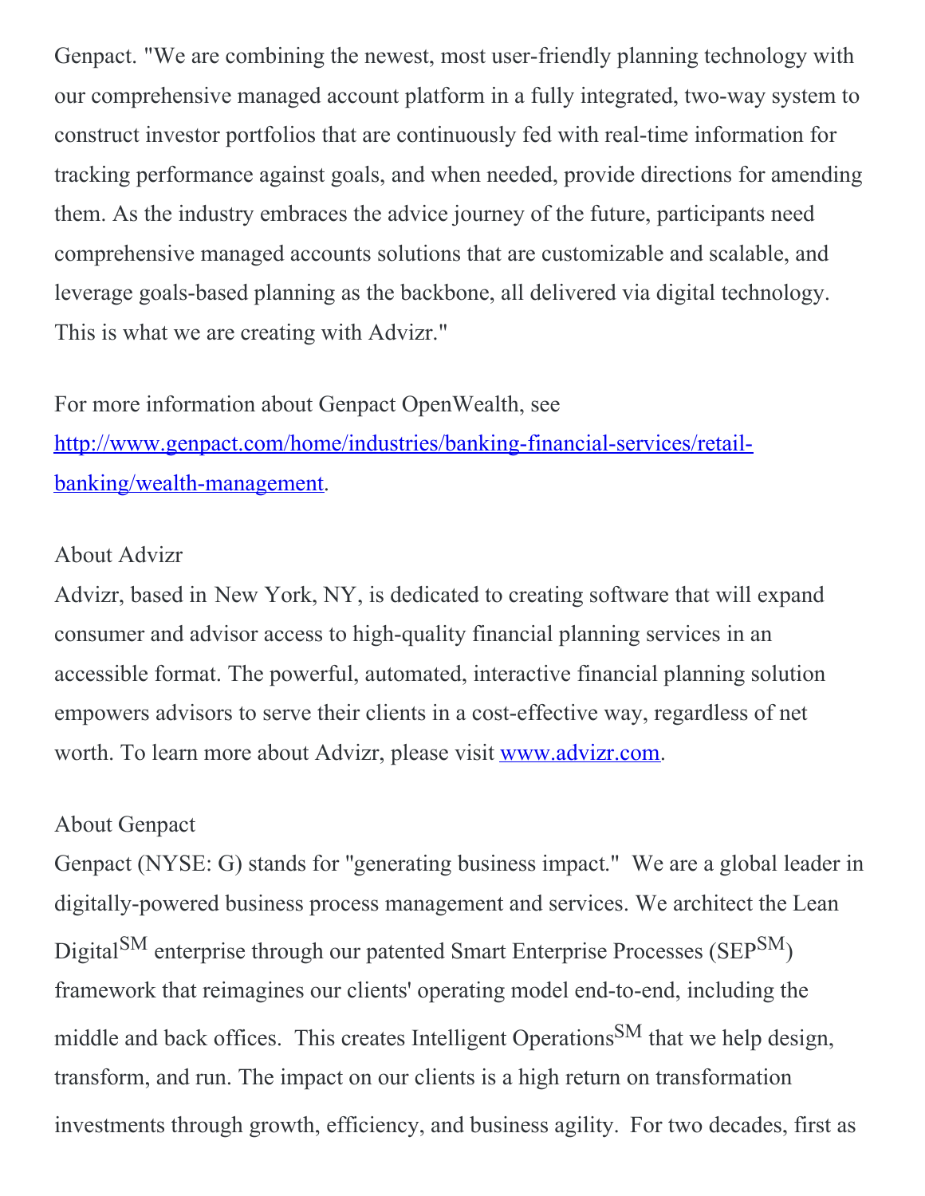Genpact. "We are combining the newest, most user-friendly planning technology with our comprehensive managed account platform in a fully integrated, two-way system to construct investor portfolios that are continuously fed with real-time information for tracking performance against goals, and when needed, provide directions for amending them. As the industry embraces the advice journey of the future, participants need comprehensive managed accounts solutions that are customizable and scalable, and leverage goals-based planning as the backbone, all delivered via digital technology. This is what we are creating with Advizr."

For more information about Genpact OpenWealth, see [http://www.genpact.com/home/industries/banking-financial-services/retail-banking/wealth-management](http://www.genpact.com/home/industries/banking-financial-services/retail-banking/wealth-management).

About Advizr

Advizr, based in New York, NY, is dedicated to creating software that will expand consumer and advisor access to high-quality financial planning services in an accessible format. The powerful, automated, interactive financial planning solution empowers advisors to serve their clients in a cost-effective way, regardless of net worth. To learn more about Advizr, please visit [www.advizr.com](http://www.advizr.com).

About Genpact

Genpact (NYSE: G) stands for "generating business impact." We are a global leader in digitally-powered business process management and services. We architect the Lean Digital℠ enterprise through our patented Smart Enterprise Processes (SEP℠) framework that reimagines our clients' operating model end-to-end, including the middle and back offices. This creates Intelligent Operations℠ that we help design, transform, and run. The impact on our clients is a high return on transformation investments through growth, efficiency, and business agility. For two decades, first as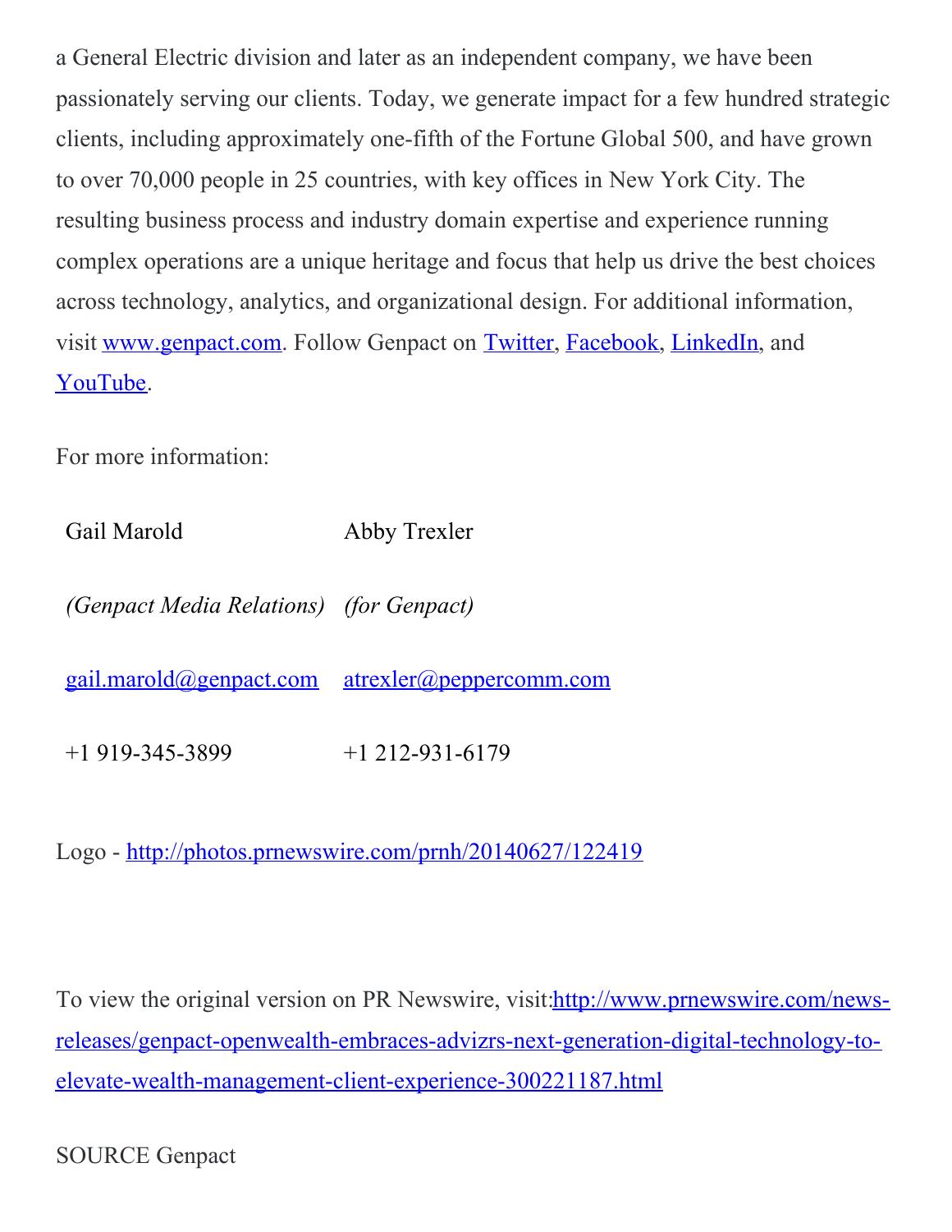a General Electric division and later as an independent company, we have been passionately serving our clients. Today, we generate impact for a few hundred strategic clients, including approximately one-fifth of the Fortune Global 500, and have grown to over 70,000 people in 25 countries, with key offices in New York City. The resulting business process and industry domain expertise and experience running complex operations are a unique heritage and focus that help us drive the best choices across technology, analytics, and organizational design. For additional information, visit www.genpact.com. Follow Genpact on Twitter, Facebook, LinkedIn, and YouTube.

For more information:

| Gail Marold | Abby Trexler |
|---|---|
| *(Genpact Media Relations)* | *(for Genpact)* |
| gail.marold@genpact.com | atrexler@peppercomm.com |
| +1 919-345-3899 | +1 212-931-6179 |

Logo - http://photos.prnewswire.com/prnh/20140627/122419

To view the original version on PR Newswire, visit:http://www.prnewswire.com/news-releases/genpact-openwealth-embraces-advizrs-next-generation-digital-technology-to-elevate-wealth-management-client-experience-300221187.html

SOURCE Genpact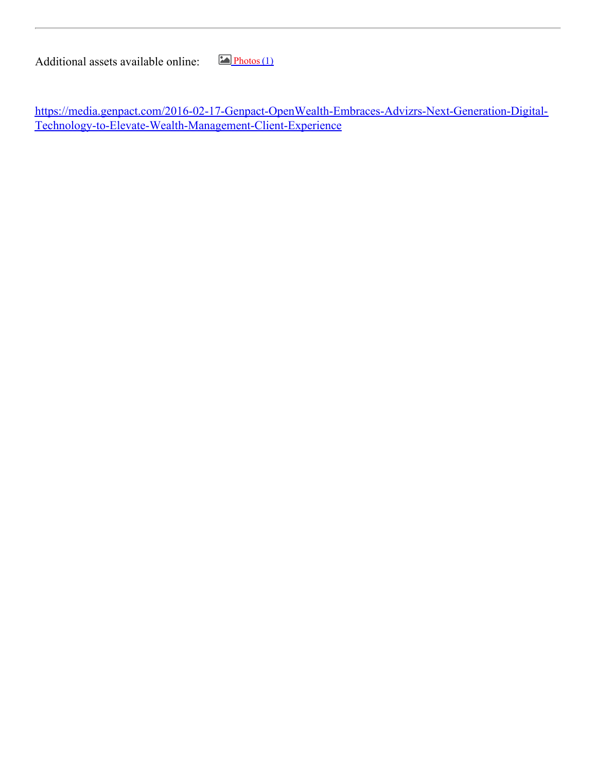---

Additional assets available online: Photos (1)

https://media.genpact.com/2016-02-17-Genpact-OpenWealth-Embraces-Advizrs-Next-Generation-Digital-Technology-to-Elevate-Wealth-Management-Client-Experience